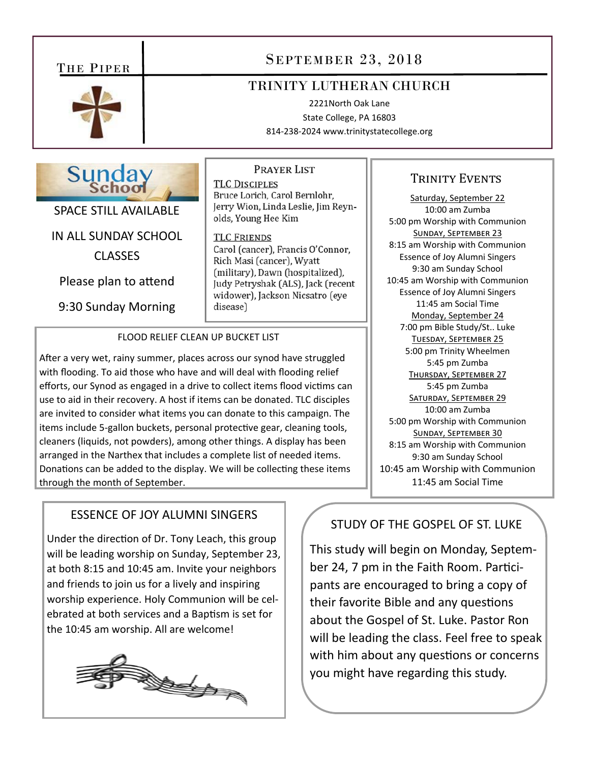# The Piper

## September 23, 2018

### TRINITY LUTHERAN CHURCH

2221North Oak Lane
State College, PA 16803
814-238-2024 www.trinitystatecollege.org

## Sunday School

SPACE STILL AVAILABLE

IN ALL SUNDAY SCHOOL CLASSES

Please plan to attend

9:30 Sunday Morning

## Prayer List

**TLC Disciples**

Bruce Lorich, Carol Bernlohr, Jerry Wion, Linda Leslie, Jim Reynolds, Young Hee Kim

**TLC Friends**

Carol (cancer), Francis O'Connor, Rich Masi (cancer), Wyatt (military), Dawn (hospitalized), Judy Petryshak (ALS), Jack (recent widower), Jackson Nicsatro (eye disease)

## Flood Relief Clean Up Bucket List

After a very wet, rainy summer, places across our synod have struggled with flooding. To aid those who have and will deal with flooding relief efforts, our Synod as engaged in a drive to collect items flood victims can use to aid in their recovery. A host if items can be donated. TLC disciples are invited to consider what items you can donate to this campaign. The items include 5-gallon buckets, personal protective gear, cleaning tools, cleaners (liquids, not powders), among other things. A display has been arranged in the Narthex that includes a complete list of needed items. Donations can be added to the display. We will be collecting these items through the month of September.

## Trinity Events

**Saturday, September 22**
10:00 am Zumba
5:00 pm Worship with Communion

**Sunday, September 23**
8:15 am Worship with Communion
Essence of Joy Alumni Singers
9:30 am Sunday School
10:45 am Worship with Communion
Essence of Joy Alumni Singers
11:45 am Social Time

**Monday, September 24**
7:00 pm Bible Study/St.. Luke

**Tuesday, September 25**
5:00 pm Trinity Wheelmen
5:45 pm Zumba

**Thursday, September 27**
5:45 pm Zumba

**Saturday, September 29**
10:00 am Zumba
5:00 pm Worship with Communion

**Sunday, September 30**
8:15 am Worship with Communion
9:30 am Sunday School
10:45 am Worship with Communion
11:45 am Social Time

## Essence of Joy Alumni Singers

Under the direction of Dr. Tony Leach, this group will be leading worship on Sunday, September 23, at both 8:15 and 10:45 am. Invite your neighbors and friends to join us for a lively and inspiring worship experience. Holy Communion will be celebrated at both services and a Baptism is set for the 10:45 am worship. All are welcome!

## Study of the Gospel of St. Luke

This study will begin on Monday, September 24, 7 pm in the Faith Room. Participants are encouraged to bring a copy of their favorite Bible and any questions about the Gospel of St. Luke. Pastor Ron will be leading the class. Feel free to speak with him about any questions or concerns you might have regarding this study.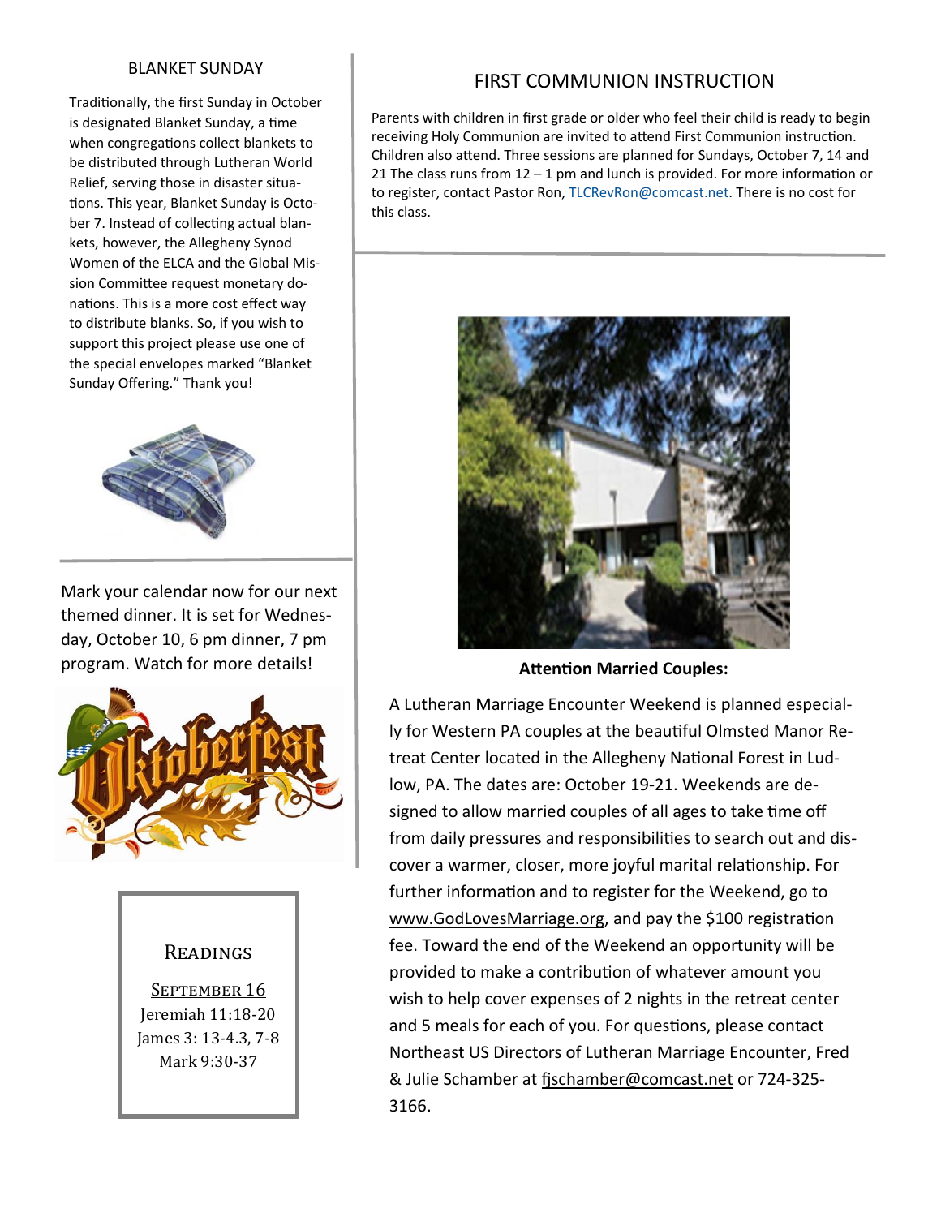## BLANKET SUNDAY

Traditionally, the first Sunday in October is designated Blanket Sunday, a time when congregations collect blankets to be distributed through Lutheran World Relief, serving those in disaster situations. This year, Blanket Sunday is October 7. Instead of collecting actual blankets, however, the Allegheny Synod Women of the ELCA and the Global Mission Committee request monetary donations. This is a more cost effect way to distribute blanks. So, if you wish to support this project please use one of the special envelopes marked "Blanket Sunday Offering." Thank you!

Mark your calendar now for our next themed dinner. It is set for Wednesday, October 10, 6 pm dinner, 7 pm program. Watch for more details!

### Readings

September 16
Jeremiah 11:18-20
James 3: 13-4.3, 7-8
Mark 9:30-37

## FIRST COMMUNION INSTRUCTION

Parents with children in first grade or older who feel their child is ready to begin receiving Holy Communion are invited to attend First Communion instruction. Children also attend. Three sessions are planned for Sundays, October 7, 14 and 21 The class runs from 12 – 1 pm and lunch is provided. For more information or to register, contact Pastor Ron, TLCRevRon@comcast.net. There is no cost for this class.

**Attention Married Couples:**

A Lutheran Marriage Encounter Weekend is planned especially for Western PA couples at the beautiful Olmsted Manor Retreat Center located in the Allegheny National Forest in Ludlow, PA. The dates are: October 19-21. Weekends are designed to allow married couples of all ages to take time off from daily pressures and responsibilities to search out and discover a warmer, closer, more joyful marital relationship. For further information and to register for the Weekend, go to www.GodLovesMarriage.org, and pay the $100 registration fee. Toward the end of the Weekend an opportunity will be provided to make a contribution of whatever amount you wish to help cover expenses of 2 nights in the retreat center and 5 meals for each of you. For questions, please contact Northeast US Directors of Lutheran Marriage Encounter, Fred & Julie Schamber at fjschamber@comcast.net or 724-325-3166.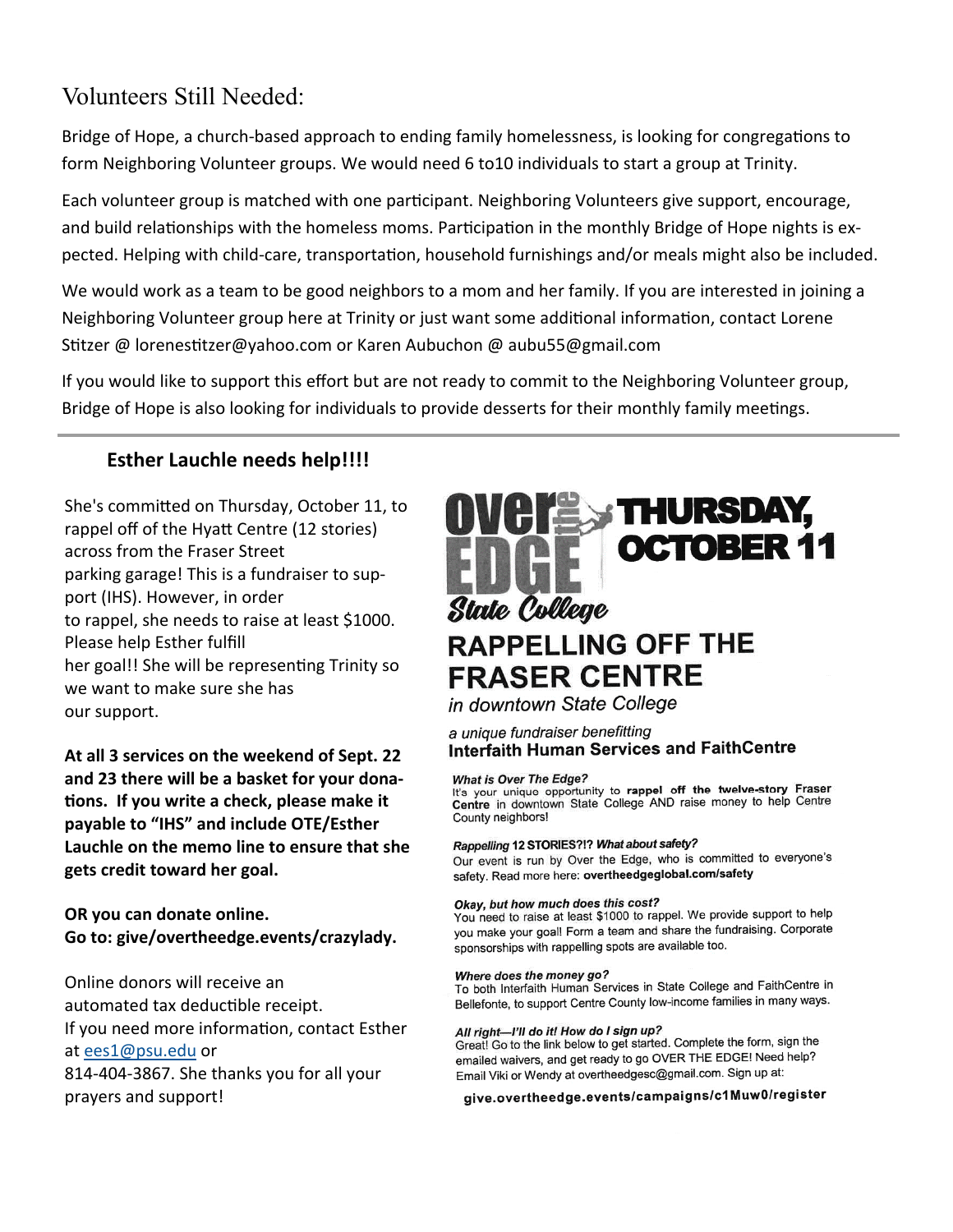# Volunteers Still Needed:

Bridge of Hope, a church-based approach to ending family homelessness, is looking for congregations to form Neighboring Volunteer groups. We would need 6 to10 individuals to start a group at Trinity.

Each volunteer group is matched with one participant. Neighboring Volunteers give support, encourage, and build relationships with the homeless moms. Participation in the monthly Bridge of Hope nights is expected. Helping with child-care, transportation, household furnishings and/or meals might also be included.

We would work as a team to be good neighbors to a mom and her family. If you are interested in joining a Neighboring Volunteer group here at Trinity or just want some additional information, contact Lorene Stitzer @ lorenestitzer@yahoo.com or Karen Aubuchon @ aubu55@gmail.com

If you would like to support this effort but are not ready to commit to the Neighboring Volunteer group, Bridge of Hope is also looking for individuals to provide desserts for their monthly family meetings.

---

## Esther Lauchle needs help!!!!

She's committed on Thursday, October 11, to rappel off of the Hyatt Centre (12 stories) across from the Fraser Street parking garage! This is a fundraiser to support (IHS). However, in order to rappel, she needs to raise at least $1000. Please help Esther fulfill her goal!! She will be representing Trinity so we want to make sure she has our support.

**At all 3 services on the weekend of Sept. 22 and 23 there will be a basket for your donations. If you write a check, please make it payable to "IHS" and include OTE/Esther Lauchle on the memo line to ensure that she gets credit toward her goal.**

**OR you can donate online.**
**Go to: give/overtheedge.events/crazylady.**

Online donors will receive an automated tax deductible receipt.
If you need more information, contact Esther at ees1@psu.edu or 814-404-3867. She thanks you for all your prayers and support!

## Over the EDGE State College — THURSDAY, OCTOBER 11

## RAPPELLING OFF THE FRASER CENTRE

*in downtown State College*

*a unique fundraiser benefitting*
**Interfaith Human Services and FaithCentre**

***What is Over The Edge?***
It's your unique opportunity to **rappel off the twelve-story Fraser Centre** in downtown State College AND raise money to help Centre County neighbors!

***Rappelling 12 STORIES?!? What about safety?***
Our event is run by Over the Edge, who is committed to everyone's safety. Read more here: **overtheedgeglobal.com/safety**

***Okay, but how much does this cost?***
You need to raise at least $1000 to rappel. We provide support to help you make your goal! Form a team and share the fundraising. Corporate sponsorships with rappelling spots are available too.

***Where does the money go?***
To both Interfaith Human Services in State College and FaithCentre in Bellefonte, to support Centre County low-income families in many ways.

***All right—I'll do it! How do I sign up?***
Great! Go to the link below to get started. Complete the form, sign the emailed waivers, and get ready to go OVER THE EDGE! Need help? Email Viki or Wendy at overtheedgesc@gmail.com. Sign up at:

**give.overtheedge.events/campaigns/c1Muw0/register**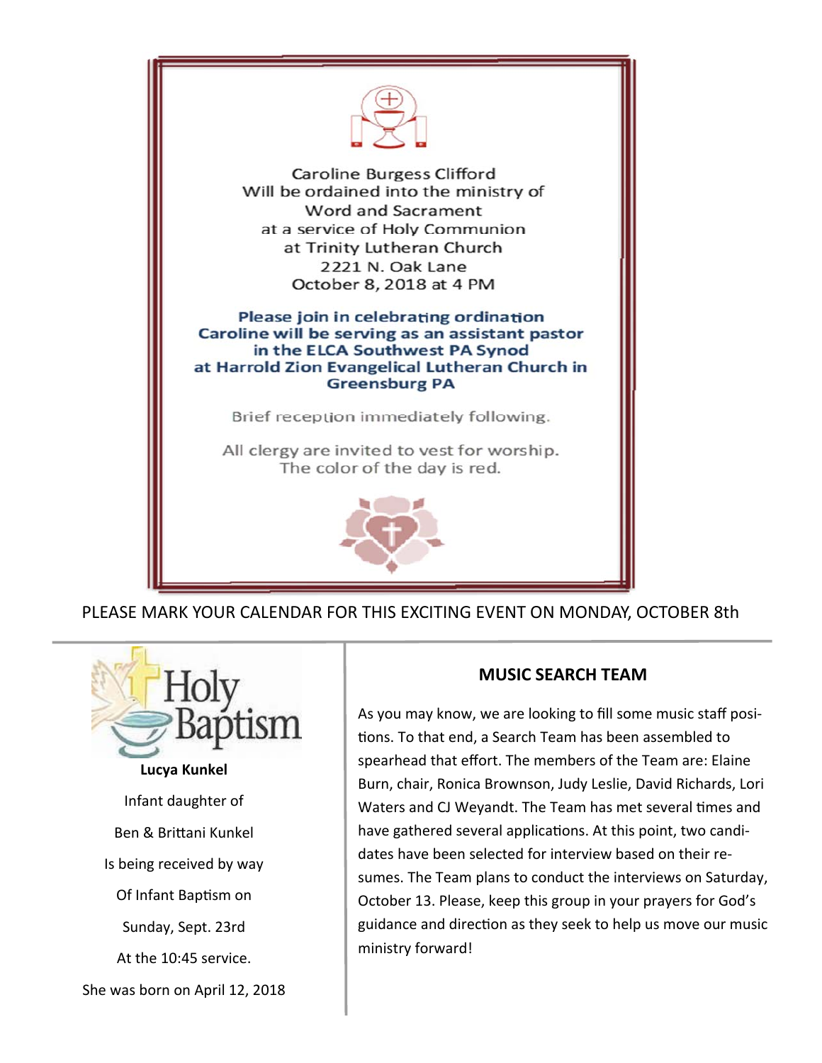Caroline Burgess Clifford
Will be ordained into the ministry of
Word and Sacrament
at a service of Holy Communion
at Trinity Lutheran Church
2221 N. Oak Lane
October 8, 2018 at 4 PM

**Please join in celebrating ordination**
**Caroline will be serving as an assistant pastor**
**in the ELCA Southwest PA Synod**
**at Harrold Zion Evangelical Lutheran Church in Greensburg PA**

Brief reception immediately following.

All clergy are invited to vest for worship.
The color of the day is red.

PLEASE MARK YOUR CALENDAR FOR THIS EXCITING EVENT ON MONDAY, OCTOBER 8th

Holy Baptism

**Lucya Kunkel**

Infant daughter of
Ben & Brittani Kunkel
Is being received by way
Of Infant Baptism on
Sunday, Sept. 23rd
At the 10:45 service.
She was born on April 12, 2018

## MUSIC SEARCH TEAM

As you may know, we are looking to fill some music staff positions. To that end, a Search Team has been assembled to spearhead that effort. The members of the Team are: Elaine Burn, chair, Ronica Brownson, Judy Leslie, David Richards, Lori Waters and CJ Weyandt. The Team has met several times and have gathered several applications. At this point, two candidates have been selected for interview based on their resumes. The Team plans to conduct the interviews on Saturday, October 13. Please, keep this group in your prayers for God's guidance and direction as they seek to help us move our music ministry forward!